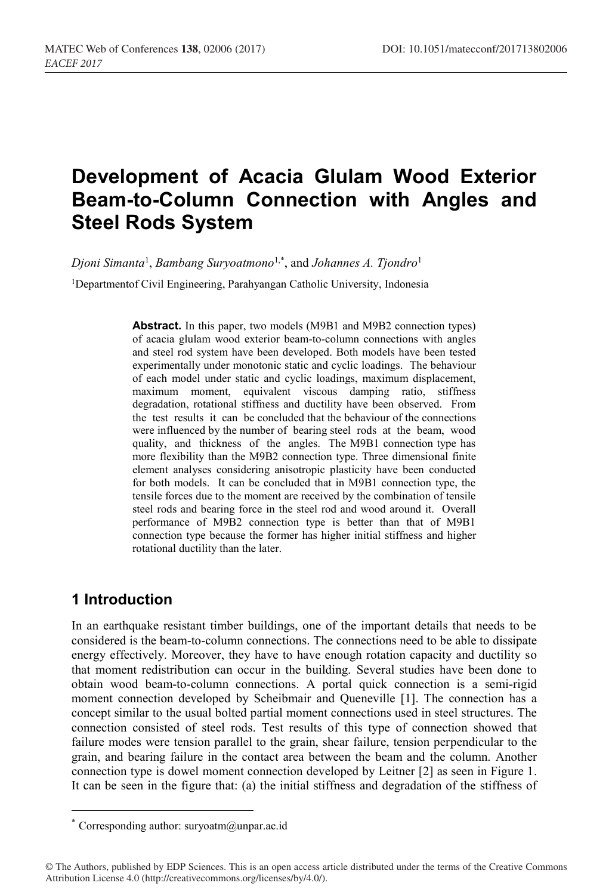# Development of Acacia Glulam Wood Exterior Beam-to-Column Connection with Angles and Steel Rods System

*Djoni Simanta*[1], *Bambang Suryoatmono*[1,*], and *Johannes A. Tjondro*[1]

[1]Departmentof Civil Engineering, Parahyangan Catholic University, Indonesia

**Abstract.** In this paper, two models (M9B1 and M9B2 connection types) of acacia glulam wood exterior beam-to-column connections with angles and steel rod system have been developed. Both models have been tested experimentally under monotonic static and cyclic loadings. The behaviour of each model under static and cyclic loadings, maximum displacement, maximum moment, equivalent viscous damping ratio, stiffness degradation, rotational stiffness and ductility have been observed. From the test results it can be concluded that the behaviour of the connections were influenced by the number of bearing steel rods at the beam, wood quality, and thickness of the angles. The M9B1 connection type has more flexibility than the M9B2 connection type. Three dimensional finite element analyses considering anisotropic plasticity have been conducted for both models. It can be concluded that in M9B1 connection type, the tensile forces due to the moment are received by the combination of tensile steel rods and bearing force in the steel rod and wood around it. Overall performance of M9B2 connection type is better than that of M9B1 connection type because the former has higher initial stiffness and higher rotational ductility than the later.

## 1 Introduction

In an earthquake resistant timber buildings, one of the important details that needs to be considered is the beam-to-column connections. The connections need to be able to dissipate energy effectively. Moreover, they have to have enough rotation capacity and ductility so that moment redistribution can occur in the building. Several studies have been done to obtain wood beam-to-column connections. A portal quick connection is a semi-rigid moment connection developed by Scheibmair and Queneville [1]. The connection has a concept similar to the usual bolted partial moment connections used in steel structures. The connection consisted of steel rods. Test results of this type of connection showed that failure modes were tension parallel to the grain, shear failure, tension perpendicular to the grain, and bearing failure in the contact area between the beam and the column. Another connection type is dowel moment connection developed by Leitner [2] as seen in Figure 1. It can be seen in the figure that: (a) the initial stiffness and degradation of the stiffness of

* Corresponding author: suryoatm@unpar.ac.id

© The Authors, published by EDP Sciences. This is an open access article distributed under the terms of the Creative Commons Attribution License 4.0 (http://creativecommons.org/licenses/by/4.0/).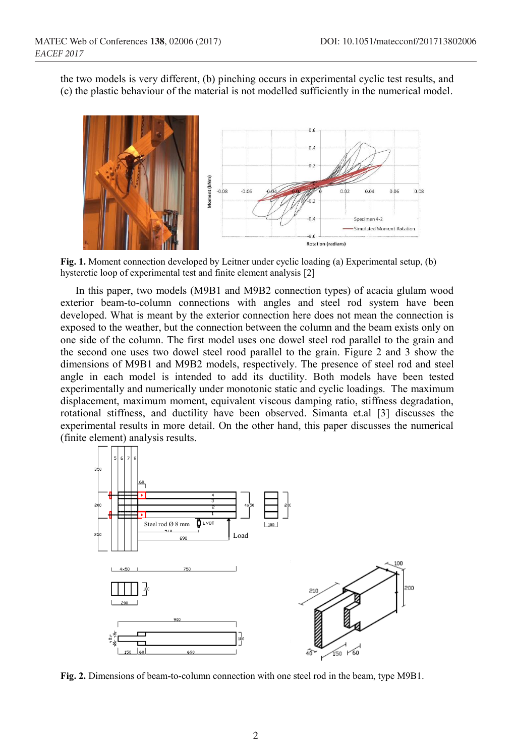the two models is very different, (b) pinching occurs in experimental cyclic test results, and (c) the plastic behaviour of the material is not modelled sufficiently in the numerical model.

**Fig. 1.** Moment connection developed by Leitner under cyclic loading (a) Experimental setup, (b) hysteretic loop of experimental test and finite element analysis [2]

In this paper, two models (M9B1 and M9B2 connection types) of acacia glulam wood exterior beam-to-column connections with angles and steel rod system have been developed. What is meant by the exterior connection here does not mean the connection is exposed to the weather, but the connection between the column and the beam exists only on one side of the column. The first model uses one dowel steel rod parallel to the grain and the second one uses two dowel steel rood parallel to the grain. Figure 2 and 3 show the dimensions of M9B1 and M9B2 models, respectively. The presence of steel rod and steel angle in each model is intended to add its ductility. Both models have been tested experimentally and numerically under monotonic static and cyclic loadings. The maximum displacement, maximum moment, equivalent viscous damping ratio, stiffness degradation, rotational stiffness, and ductility have been observed. Simanta et.al [3] discusses the experimental results in more detail. On the other hand, this paper discusses the numerical (finite element) analysis results.

**Fig. 2.** Dimensions of beam-to-column connection with one steel rod in the beam, type M9B1.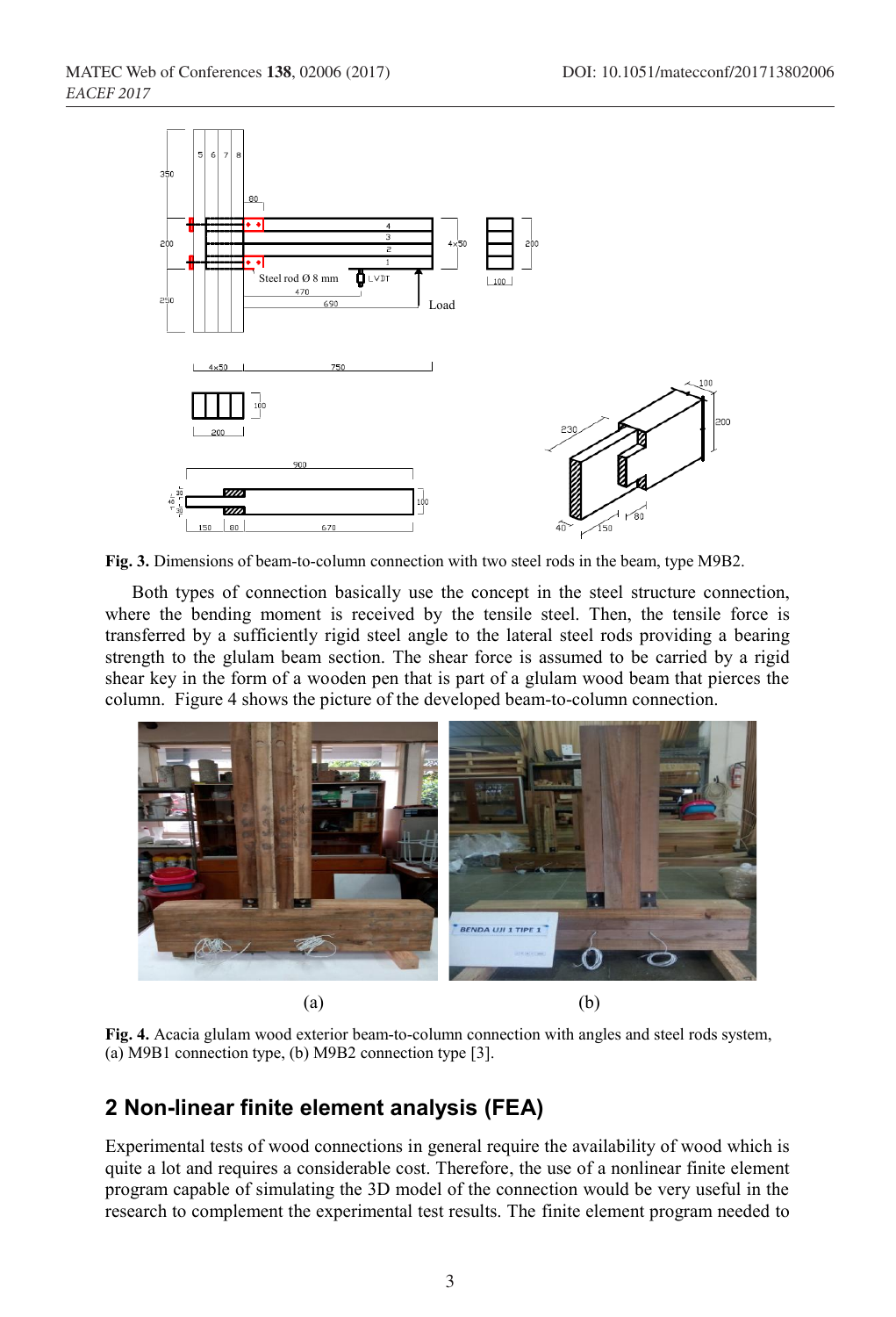**Fig. 3.** Dimensions of beam-to-column connection with two steel rods in the beam, type M9B2.

Both types of connection basically use the concept in the steel structure connection, where the bending moment is received by the tensile steel. Then, the tensile force is transferred by a sufficiently rigid steel angle to the lateral steel rods providing a bearing strength to the glulam beam section. The shear force is assumed to be carried by a rigid shear key in the form of a wooden pen that is part of a glulam wood beam that pierces the column. Figure 4 shows the picture of the developed beam-to-column connection.

(a) (b)

**Fig. 4.** Acacia glulam wood exterior beam-to-column connection with angles and steel rods system, (a) M9B1 connection type, (b) M9B2 connection type [3].

## 2 Non-linear finite element analysis (FEA)

Experimental tests of wood connections in general require the availability of wood which is quite a lot and requires a considerable cost. Therefore, the use of a nonlinear finite element program capable of simulating the 3D model of the connection would be very useful in the research to complement the experimental test results. The finite element program needed to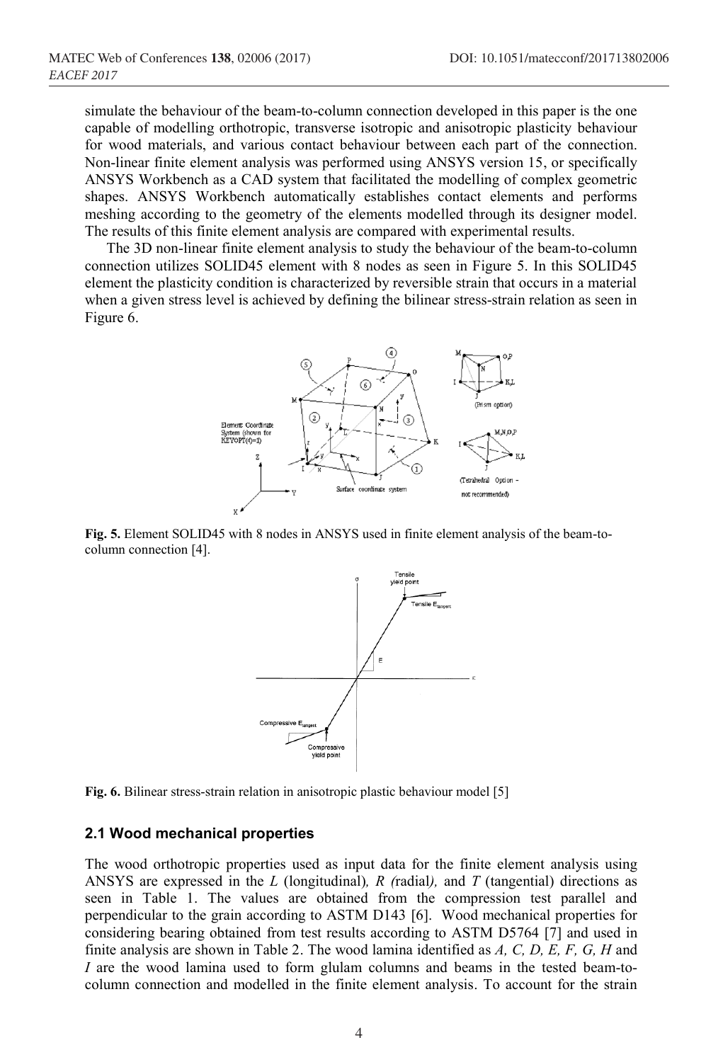simulate the behaviour of the beam-to-column connection developed in this paper is the one capable of modelling orthotropic, transverse isotropic and anisotropic plasticity behaviour for wood materials, and various contact behaviour between each part of the connection. Non-linear finite element analysis was performed using ANSYS version 15, or specifically ANSYS Workbench as a CAD system that facilitated the modelling of complex geometric shapes. ANSYS Workbench automatically establishes contact elements and performs meshing according to the geometry of the elements modelled through its designer model. The results of this finite element analysis are compared with experimental results.

The 3D non-linear finite element analysis to study the behaviour of the beam-to-column connection utilizes SOLID45 element with 8 nodes as seen in Figure 5. In this SOLID45 element the plasticity condition is characterized by reversible strain that occurs in a material when a given stress level is achieved by defining the bilinear stress-strain relation as seen in Figure 6.

**Fig. 5.** Element SOLID45 with 8 nodes in ANSYS used in finite element analysis of the beam-to-column connection [4].

**Fig. 6.** Bilinear stress-strain relation in anisotropic plastic behaviour model [5]

## 2.1 Wood mechanical properties

The wood orthotropic properties used as input data for the finite element analysis using ANSYS are expressed in the *L* (longitudinal)*, R (*radial*),* and *T* (tangential) directions as seen in Table 1. The values are obtained from the compression test parallel and perpendicular to the grain according to ASTM D143 [6]. Wood mechanical properties for considering bearing obtained from test results according to ASTM D5764 [7] and used in finite analysis are shown in Table 2. The wood lamina identified as *A, C, D, E, F, G, H* and *I* are the wood lamina used to form glulam columns and beams in the tested beam-to-column connection and modelled in the finite element analysis. To account for the strain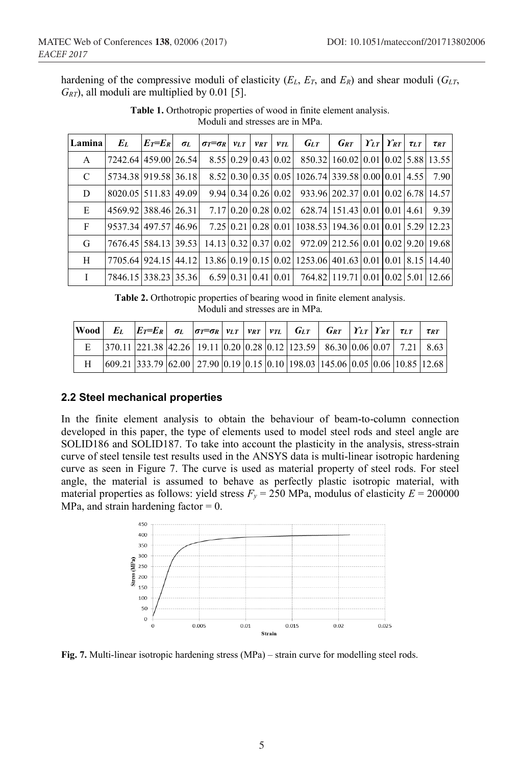hardening of the compressive moduli of elasticity ($E_L$, $E_T$, and $E_R$) and shear moduli ($G_{LT}$, $G_{RT}$), all moduli are multiplied by 0.01 [5].

**Table 1.** Orthotropic properties of wood in finite element analysis. Moduli and stresses are in MPa.

| Lamina | $E_L$ | $E_T$=$E_R$ | $\sigma_L$ | $\sigma_T$=$\sigma_R$ | $\nu_{LT}$ | $\nu_{RT}$ | $\nu_{TL}$ | $G_{LT}$ | $G_{RT}$ | $\Upsilon_{LT}$ | $\Upsilon_{RT}$ | $\tau_{LT}$ | $\tau_{RT}$ |
|---|---|---|---|---|---|---|---|---|---|---|---|---|---|
| A | 7242.64 | 459.00 | 26.54 | 8.55 | 0.29 | 0.43 | 0.02 | 850.32 | 160.02 | 0.01 | 0.02 | 5.88 | 13.55 |
| C | 5734.38 | 919.58 | 36.18 | 8.52 | 0.30 | 0.35 | 0.05 | 1026.74 | 339.58 | 0.00 | 0.01 | 4.55 | 7.90 |
| D | 8020.05 | 511.83 | 49.09 | 9.94 | 0.34 | 0.26 | 0.02 | 933.96 | 202.37 | 0.01 | 0.02 | 6.78 | 14.57 |
| E | 4569.92 | 388.46 | 26.31 | 7.17 | 0.20 | 0.28 | 0.02 | 628.74 | 151.43 | 0.01 | 0.01 | 4.61 | 9.39 |
| F | 9537.34 | 497.57 | 46.96 | 7.25 | 0.21 | 0.28 | 0.01 | 1038.53 | 194.36 | 0.01 | 0.01 | 5.29 | 12.23 |
| G | 7676.45 | 584.13 | 39.53 | 14.13 | 0.32 | 0.37 | 0.02 | 972.09 | 212.56 | 0.01 | 0.02 | 9.20 | 19.68 |
| H | 7705.64 | 924.15 | 44.12 | 13.86 | 0.19 | 0.15 | 0.02 | 1253.06 | 401.63 | 0.01 | 0.01 | 8.15 | 14.40 |
| I | 7846.15 | 338.23 | 35.36 | 6.59 | 0.31 | 0.41 | 0.01 | 764.82 | 119.71 | 0.01 | 0.02 | 5.01 | 12.66 |

**Table 2.** Orthotropic properties of bearing wood in finite element analysis. Moduli and stresses are in MPa.

| Wood | $E_L$ | $E_T$=$E_R$ | $\sigma_L$ | $\sigma_T$=$\sigma_R$ | $\nu_{LT}$ | $\nu_{RT}$ | $\nu_{TL}$ | $G_{LT}$ | $G_{RT}$ | $\Upsilon_{LT}$ | $\Upsilon_{RT}$ | $\tau_{LT}$ | $\tau_{RT}$ |
|---|---|---|---|---|---|---|---|---|---|---|---|---|---|
| E | 370.11 | 221.38 | 42.26 | 19.11 | 0.20 | 0.28 | 0.12 | 123.59 | 86.30 | 0.06 | 0.07 | 7.21 | 8.63 |
| H | 609.21 | 333.79 | 62.00 | 27.90 | 0.19 | 0.15 | 0.10 | 198.03 | 145.06 | 0.05 | 0.06 | 10.85 | 12.68 |

### 2.2 Steel mechanical properties

In the finite element analysis to obtain the behaviour of beam-to-column connection developed in this paper, the type of elements used to model steel rods and steel angle are SOLID186 and SOLID187. To take into account the plasticity in the analysis, stress-strain curve of steel tensile test results used in the ANSYS data is multi-linear isotropic hardening curve as seen in Figure 7. The curve is used as material property of steel rods. For steel angle, the material is assumed to behave as perfectly plastic isotropic material, with material properties as follows: yield stress $F_y$ = 250 MPa, modulus of elasticity $E$ = 200000 MPa, and strain hardening factor = 0.

**Fig. 7.** Multi-linear isotropic hardening stress (MPa) – strain curve for modelling steel rods.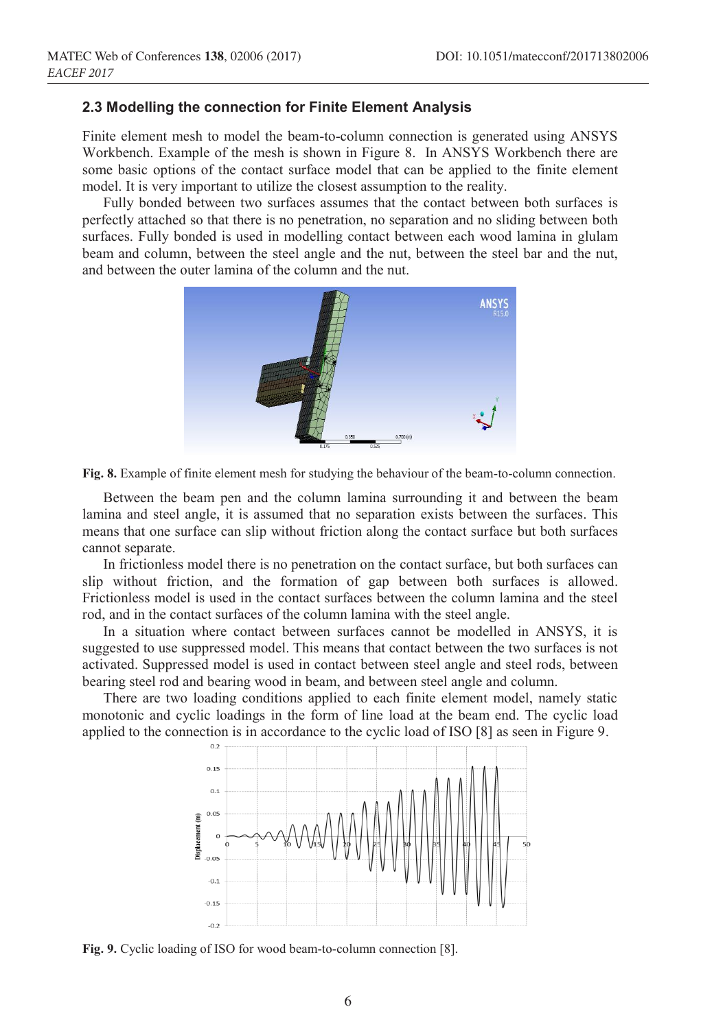### 2.3 Modelling the connection for Finite Element Analysis

Finite element mesh to model the beam-to-column connection is generated using ANSYS Workbench. Example of the mesh is shown in Figure 8. In ANSYS Workbench there are some basic options of the contact surface model that can be applied to the finite element model. It is very important to utilize the closest assumption to the reality.

Fully bonded between two surfaces assumes that the contact between both surfaces is perfectly attached so that there is no penetration, no separation and no sliding between both surfaces. Fully bonded is used in modelling contact between each wood lamina in glulam beam and column, between the steel angle and the nut, between the steel bar and the nut, and between the outer lamina of the column and the nut.

**Fig. 8.** Example of finite element mesh for studying the behaviour of the beam-to-column connection.

Between the beam pen and the column lamina surrounding it and between the beam lamina and steel angle, it is assumed that no separation exists between the surfaces. This means that one surface can slip without friction along the contact surface but both surfaces cannot separate.

In frictionless model there is no penetration on the contact surface, but both surfaces can slip without friction, and the formation of gap between both surfaces is allowed. Frictionless model is used in the contact surfaces between the column lamina and the steel rod, and in the contact surfaces of the column lamina with the steel angle.

In a situation where contact between surfaces cannot be modelled in ANSYS, it is suggested to use suppressed model. This means that contact between the two surfaces is not activated. Suppressed model is used in contact between steel angle and steel rods, between bearing steel rod and bearing wood in beam, and between steel angle and column.

There are two loading conditions applied to each finite element model, namely static monotonic and cyclic loadings in the form of line load at the beam end. The cyclic load applied to the connection is in accordance to the cyclic load of ISO [8] as seen in Figure 9.

**Fig. 9.** Cyclic loading of ISO for wood beam-to-column connection [8].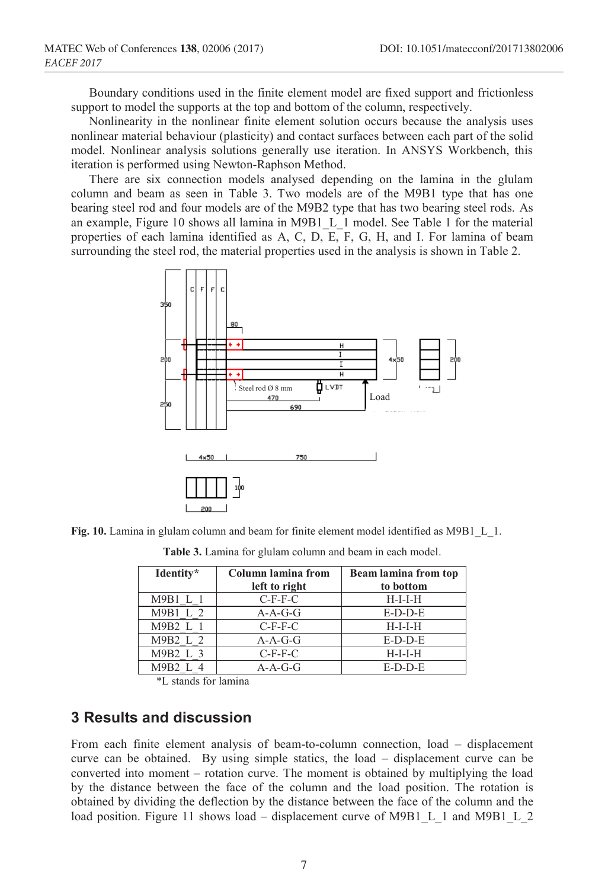Boundary conditions used in the finite element model are fixed support and frictionless support to model the supports at the top and bottom of the column, respectively.

Nonlinearity in the nonlinear finite element solution occurs because the analysis uses nonlinear material behaviour (plasticity) and contact surfaces between each part of the solid model. Nonlinear analysis solutions generally use iteration. In ANSYS Workbench, this iteration is performed using Newton-Raphson Method.

There are six connection models analysed depending on the lamina in the glulam column and beam as seen in Table 3. Two models are of the M9B1 type that has one bearing steel rod and four models are of the M9B2 type that has two bearing steel rods. As an example, Figure 10 shows all lamina in M9B1_L_1 model. See Table 1 for the material properties of each lamina identified as A, C, D, E, F, G, H, and I. For lamina of beam surrounding the steel rod, the material properties used in the analysis is shown in Table 2.

**Fig. 10.** Lamina in glulam column and beam for finite element model identified as M9B1_L_1.

**Table 3.** Lamina for glulam column and beam in each model.

| Identity* | Column lamina from left to right | Beam lamina from top to bottom |
|---|---|---|
| M9B1_L_1 | C-F-F-C | H-I-I-H |
| M9B1_L_2 | A-A-G-G | E-D-D-E |
| M9B2_L_1 | C-F-F-C | H-I-I-H |
| M9B2_L_2 | A-A-G-G | E-D-D-E |
| M9B2_L_3 | C-F-F-C | H-I-I-H |
| M9B2_L_4 | A-A-G-G | E-D-D-E |

*L stands for lamina

## 3 Results and discussion

From each finite element analysis of beam-to-column connection, load – displacement curve can be obtained. By using simple statics, the load – displacement curve can be converted into moment – rotation curve. The moment is obtained by multiplying the load by the distance between the face of the column and the load position. The rotation is obtained by dividing the deflection by the distance between the face of the column and the load position. Figure 11 shows load – displacement curve of M9B1_L_1 and M9B1_L_2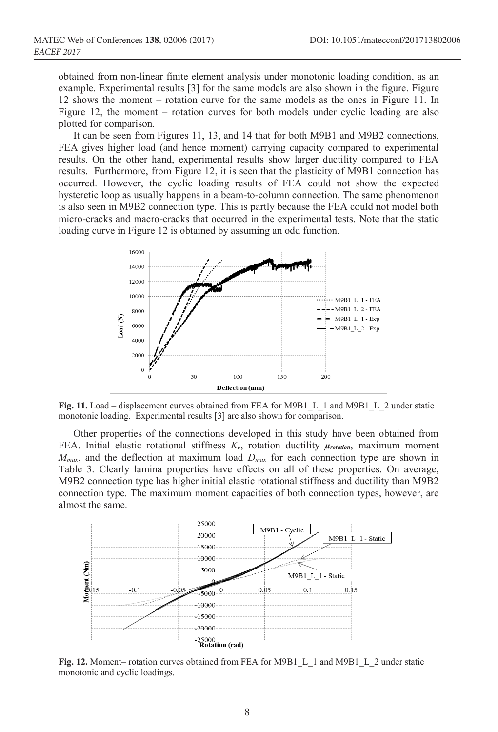obtained from non-linear finite element analysis under monotonic loading condition, as an example. Experimental results [3] for the same models are also shown in the figure. Figure 12 shows the moment – rotation curve for the same models as the ones in Figure 11. In Figure 12, the moment – rotation curves for both models under cyclic loading are also plotted for comparison.

It can be seen from Figures 11, 13, and 14 that for both M9B1 and M9B2 connections, FEA gives higher load (and hence moment) carrying capacity compared to experimental results. On the other hand, experimental results show larger ductility compared to FEA results. Furthermore, from Figure 12, it is seen that the plasticity of M9B1 connection has occurred. However, the cyclic loading results of FEA could not show the expected hysteretic loop as usually happens in a beam-to-column connection. The same phenomenon is also seen in M9B2 connection type. This is partly because the FEA could not model both micro-cracks and macro-cracks that occurred in the experimental tests. Note that the static loading curve in Figure 12 is obtained by assuming an odd function.

**Fig. 11.** Load – displacement curves obtained from FEA for M9B1_L_1 and M9B1_L_2 under static monotonic loading. Experimental results [3] are also shown for comparison.

Other properties of the connections developed in this study have been obtained from FEA. Initial elastic rotational stiffness $K_e$, rotation ductility $\mu_{rotation}$, maximum moment $M_{max}$, and the deflection at maximum load $D_{max}$ for each connection type are shown in Table 3. Clearly lamina properties have effects on all of these properties. On average, M9B2 connection type has higher initial elastic rotational stiffness and ductility than M9B2 connection type. The maximum moment capacities of both connection types, however, are almost the same.

**Fig. 12.** Moment– rotation curves obtained from FEA for M9B1_L_1 and M9B1_L_2 under static monotonic and cyclic loadings.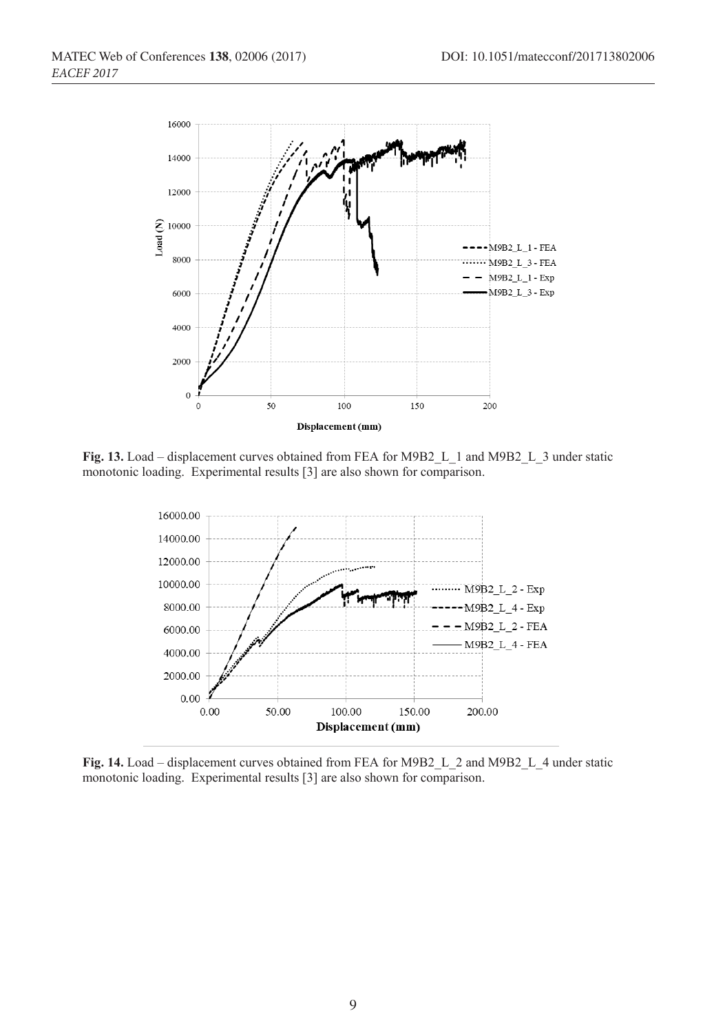**Fig. 13.** Load – displacement curves obtained from FEA for M9B2_L_1 and M9B2_L_3 under static monotonic loading. Experimental results [3] are also shown for comparison.

**Fig. 14.** Load – displacement curves obtained from FEA for M9B2_L_2 and M9B2_L_4 under static monotonic loading. Experimental results [3] are also shown for comparison.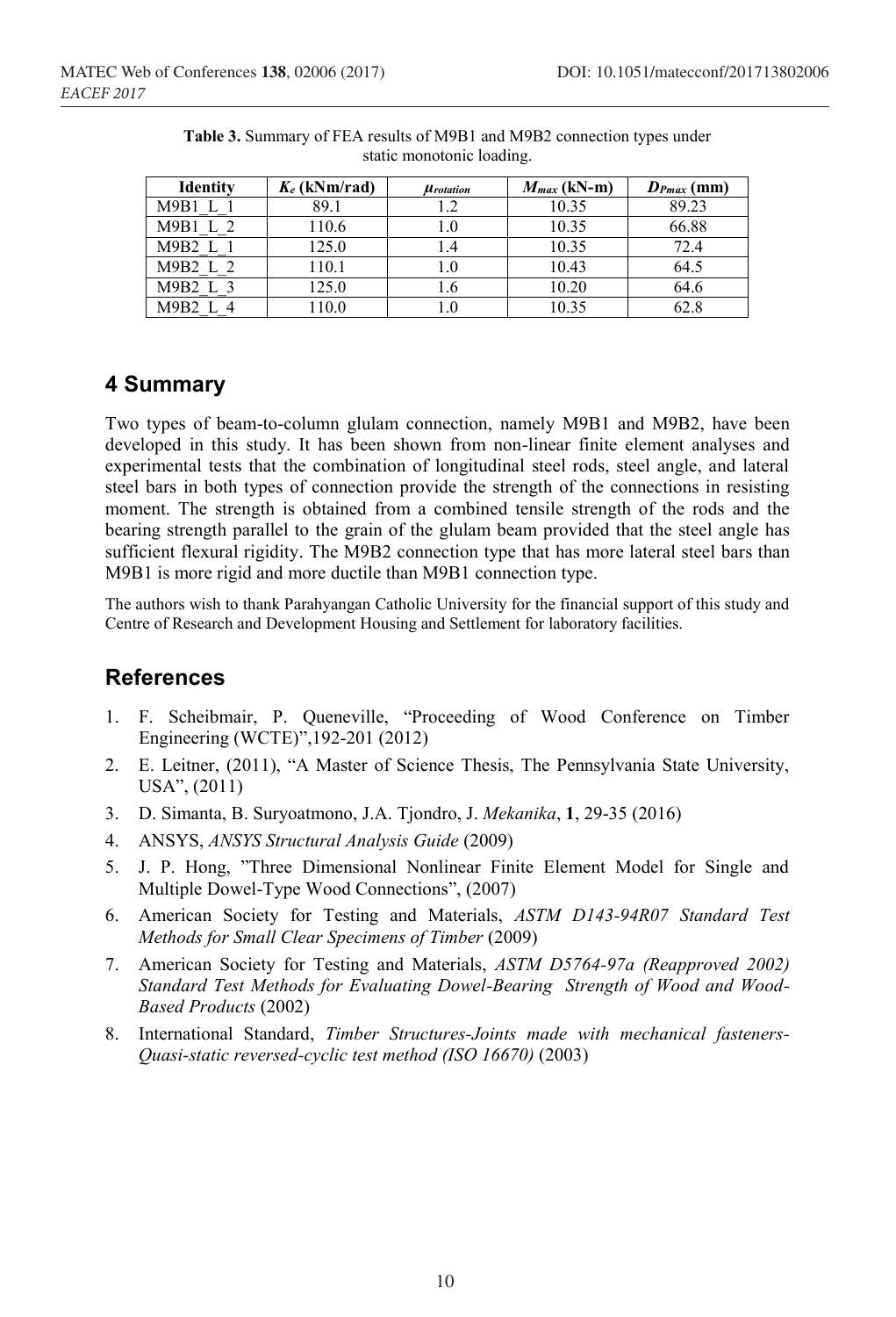**Table 3.** Summary of FEA results of M9B1 and M9B2 connection types under static monotonic loading.

| Identity | $K_e$ (kNm/rad) | $\mu_{rotation}$ | $M_{max}$ (kN-m) | $D_{Pmax}$ (mm) |
|---|---|---|---|---|
| M9B1_L_1 | 89.1 | 1.2 | 10.35 | 89.23 |
| M9B1_L_2 | 110.6 | 1.0 | 10.35 | 66.88 |
| M9B2_L_1 | 125.0 | 1.4 | 10.35 | 72.4 |
| M9B2_L_2 | 110.1 | 1.0 | 10.43 | 64.5 |
| M9B2_L_3 | 125.0 | 1.6 | 10.20 | 64.6 |
| M9B2_L_4 | 110.0 | 1.0 | 10.35 | 62.8 |

## 4 Summary

Two types of beam-to-column glulam connection, namely M9B1 and M9B2, have been developed in this study. It has been shown from non-linear finite element analyses and experimental tests that the combination of longitudinal steel rods, steel angle, and lateral steel bars in both types of connection provide the strength of the connections in resisting moment. The strength is obtained from a combined tensile strength of the rods and the bearing strength parallel to the grain of the glulam beam provided that the steel angle has sufficient flexural rigidity. The M9B2 connection type that has more lateral steel bars than M9B1 is more rigid and more ductile than M9B1 connection type.

The authors wish to thank Parahyangan Catholic University for the financial support of this study and Centre of Research and Development Housing and Settlement for laboratory facilities.

## References

1. F. Scheibmair, P. Queneville, "Proceeding of Wood Conference on Timber Engineering (WCTE)",192-201 (2012)
2. E. Leitner, (2011), "A Master of Science Thesis, The Pennsylvania State University, USA", (2011)
3. D. Simanta, B. Suryoatmono, J.A. Tjondro, J. *Mekanika*, **1**, 29-35 (2016)
4. ANSYS, *ANSYS Structural Analysis Guide* (2009)
5. J. P. Hong, "Three Dimensional Nonlinear Finite Element Model for Single and Multiple Dowel-Type Wood Connections", (2007)
6. American Society for Testing and Materials, *ASTM D143-94R07 Standard Test Methods for Small Clear Specimens of Timber* (2009)
7. American Society for Testing and Materials, *ASTM D5764-97a (Reapproved 2002) Standard Test Methods for Evaluating Dowel-Bearing Strength of Wood and Wood-Based Products* (2002)
8. International Standard, *Timber Structures-Joints made with mechanical fasteners-Quasi-static reversed-cyclic test method (ISO 16670)* (2003)